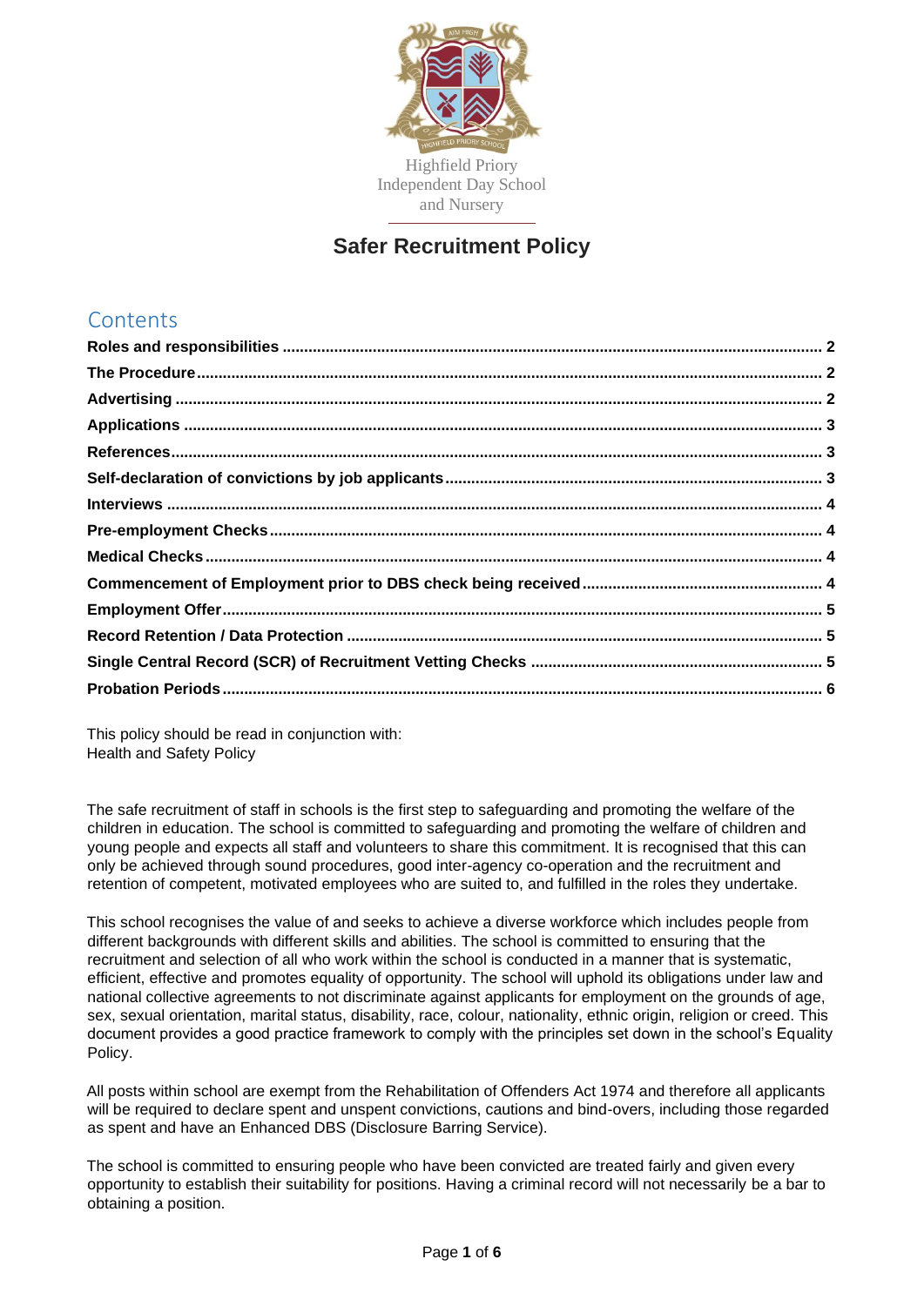Highfield Priory
Independent Day School
and Nursery

# Safer Recruitment Policy

## Contents

- **Roles and responsibilities** .... 2
- **The Procedure** .... 2
- **Advertising** .... 2
- **Applications** .... 3
- **References** .... 3
- **Self-declaration of convictions by job applicants** .... 3
- **Interviews** .... 4
- **Pre-employment Checks** .... 4
- **Medical Checks** .... 4
- **Commencement of Employment prior to DBS check being received** .... 4
- **Employment Offer** .... 5
- **Record Retention / Data Protection** .... 5
- **Single Central Record (SCR) of Recruitment Vetting Checks** .... 5
- **Probation Periods** .... 6

This policy should be read in conjunction with:
Health and Safety Policy

The safe recruitment of staff in schools is the first step to safeguarding and promoting the welfare of the children in education. The school is committed to safeguarding and promoting the welfare of children and young people and expects all staff and volunteers to share this commitment. It is recognised that this can only be achieved through sound procedures, good inter-agency co-operation and the recruitment and retention of competent, motivated employees who are suited to, and fulfilled in the roles they undertake.

This school recognises the value of and seeks to achieve a diverse workforce which includes people from different backgrounds with different skills and abilities. The school is committed to ensuring that the recruitment and selection of all who work within the school is conducted in a manner that is systematic, efficient, effective and promotes equality of opportunity. The school will uphold its obligations under law and national collective agreements to not discriminate against applicants for employment on the grounds of age, sex, sexual orientation, marital status, disability, race, colour, nationality, ethnic origin, religion or creed. This document provides a good practice framework to comply with the principles set down in the school's Equality Policy.

All posts within school are exempt from the Rehabilitation of Offenders Act 1974 and therefore all applicants will be required to declare spent and unspent convictions, cautions and bind-overs, including those regarded as spent and have an Enhanced DBS (Disclosure Barring Service).

The school is committed to ensuring people who have been convicted are treated fairly and given every opportunity to establish their suitability for positions. Having a criminal record will not necessarily be a bar to obtaining a position.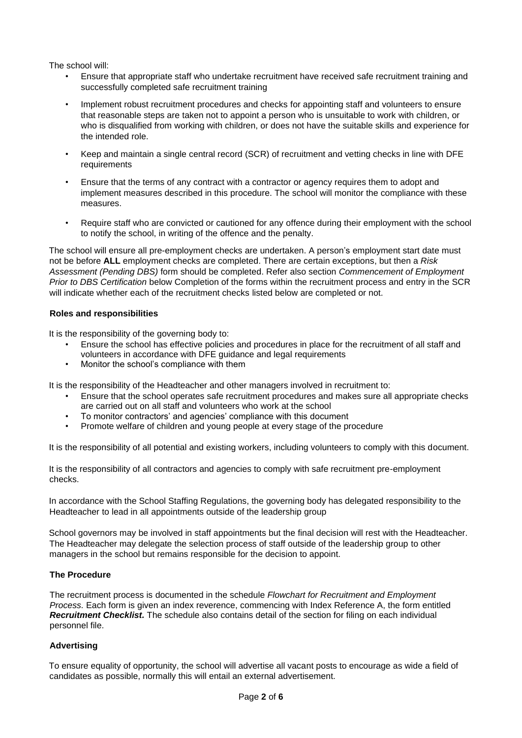The school will:

- Ensure that appropriate staff who undertake recruitment have received safe recruitment training and successfully completed safe recruitment training
- Implement robust recruitment procedures and checks for appointing staff and volunteers to ensure that reasonable steps are taken not to appoint a person who is unsuitable to work with children, or who is disqualified from working with children, or does not have the suitable skills and experience for the intended role.
- Keep and maintain a single central record (SCR) of recruitment and vetting checks in line with DFE requirements
- Ensure that the terms of any contract with a contractor or agency requires them to adopt and implement measures described in this procedure. The school will monitor the compliance with these measures.
- Require staff who are convicted or cautioned for any offence during their employment with the school to notify the school, in writing of the offence and the penalty.

The school will ensure all pre-employment checks are undertaken. A person's employment start date must not be before **ALL** employment checks are completed. There are certain exceptions, but then a *Risk Assessment (Pending DBS)* form should be completed. Refer also section *Commencement of Employment Prior to DBS Certification* below Completion of the forms within the recruitment process and entry in the SCR will indicate whether each of the recruitment checks listed below are completed or not.

**Roles and responsibilities**

It is the responsibility of the governing body to:

- Ensure the school has effective policies and procedures in place for the recruitment of all staff and volunteers in accordance with DFE guidance and legal requirements
- Monitor the school's compliance with them

It is the responsibility of the Headteacher and other managers involved in recruitment to:

- Ensure that the school operates safe recruitment procedures and makes sure all appropriate checks are carried out on all staff and volunteers who work at the school
- To monitor contractors' and agencies' compliance with this document
- Promote welfare of children and young people at every stage of the procedure

It is the responsibility of all potential and existing workers, including volunteers to comply with this document.

It is the responsibility of all contractors and agencies to comply with safe recruitment pre-employment checks.

In accordance with the School Staffing Regulations, the governing body has delegated responsibility to the Headteacher to lead in all appointments outside of the leadership group

School governors may be involved in staff appointments but the final decision will rest with the Headteacher. The Headteacher may delegate the selection process of staff outside of the leadership group to other managers in the school but remains responsible for the decision to appoint.

**The Procedure**

The recruitment process is documented in the schedule *Flowchart for Recruitment and Employment Process.* Each form is given an index reverence, commencing with Index Reference A, the form entitled ***Recruitment Checklist.*** The schedule also contains detail of the section for filing on each individual personnel file.

**Advertising**

To ensure equality of opportunity, the school will advertise all vacant posts to encourage as wide a field of candidates as possible, normally this will entail an external advertisement.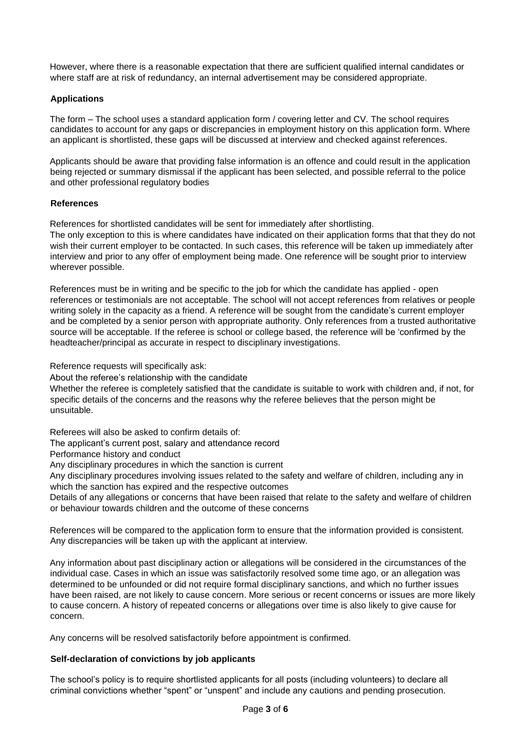However, where there is a reasonable expectation that there are sufficient qualified internal candidates or where staff are at risk of redundancy, an internal advertisement may be considered appropriate.

### Applications

The form – The school uses a standard application form / covering letter and CV. The school requires candidates to account for any gaps or discrepancies in employment history on this application form. Where an applicant is shortlisted, these gaps will be discussed at interview and checked against references.

Applicants should be aware that providing false information is an offence and could result in the application being rejected or summary dismissal if the applicant has been selected, and possible referral to the police and other professional regulatory bodies

### References

References for shortlisted candidates will be sent for immediately after shortlisting.
The only exception to this is where candidates have indicated on their application forms that that they do not wish their current employer to be contacted. In such cases, this reference will be taken up immediately after interview and prior to any offer of employment being made. One reference will be sought prior to interview wherever possible.

References must be in writing and be specific to the job for which the candidate has applied - open references or testimonials are not acceptable. The school will not accept references from relatives or people writing solely in the capacity as a friend. A reference will be sought from the candidate's current employer and be completed by a senior person with appropriate authority. Only references from a trusted authoritative source will be acceptable. If the referee is school or college based, the reference will be 'confirmed by the headteacher/principal as accurate in respect to disciplinary investigations.

Reference requests will specifically ask:

About the referee's relationship with the candidate

Whether the referee is completely satisfied that the candidate is suitable to work with children and, if not, for specific details of the concerns and the reasons why the referee believes that the person might be unsuitable.

Referees will also be asked to confirm details of:

The applicant's current post, salary and attendance record

Performance history and conduct

Any disciplinary procedures in which the sanction is current

Any disciplinary procedures involving issues related to the safety and welfare of children, including any in which the sanction has expired and the respective outcomes

Details of any allegations or concerns that have been raised that relate to the safety and welfare of children or behaviour towards children and the outcome of these concerns

References will be compared to the application form to ensure that the information provided is consistent. Any discrepancies will be taken up with the applicant at interview.

Any information about past disciplinary action or allegations will be considered in the circumstances of the individual case. Cases in which an issue was satisfactorily resolved some time ago, or an allegation was determined to be unfounded or did not require formal disciplinary sanctions, and which no further issues have been raised, are not likely to cause concern. More serious or recent concerns or issues are more likely to cause concern. A history of repeated concerns or allegations over time is also likely to give cause for concern.

Any concerns will be resolved satisfactorily before appointment is confirmed.

### Self-declaration of convictions by job applicants

The school's policy is to require shortlisted applicants for all posts (including volunteers) to declare all criminal convictions whether "spent" or "unspent" and include any cautions and pending prosecution.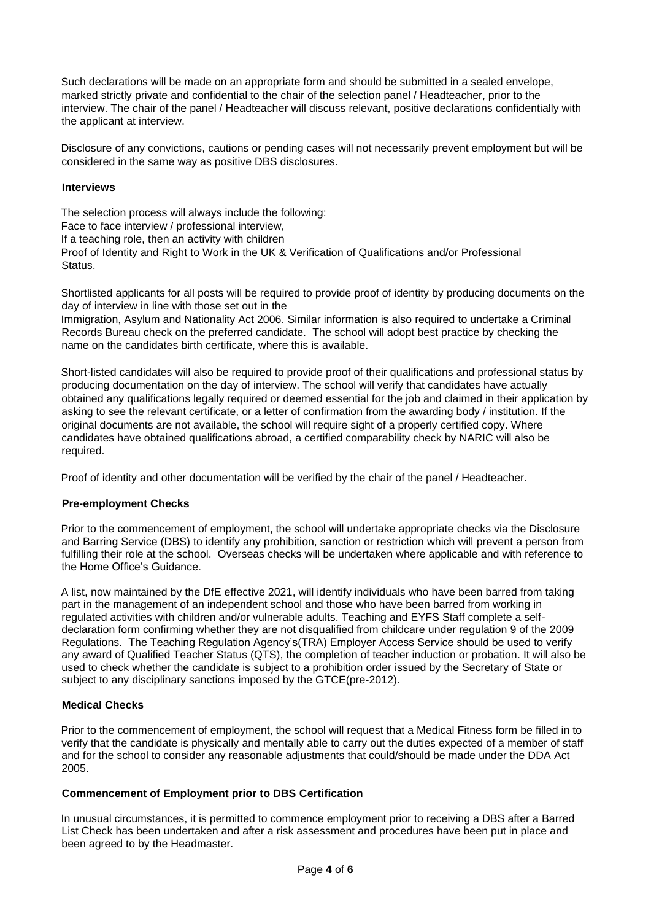Such declarations will be made on an appropriate form and should be submitted in a sealed envelope, marked strictly private and confidential to the chair of the selection panel / Headteacher, prior to the interview. The chair of the panel / Headteacher will discuss relevant, positive declarations confidentially with the applicant at interview.

Disclosure of any convictions, cautions or pending cases will not necessarily prevent employment but will be considered in the same way as positive DBS disclosures.

**Interviews**

The selection process will always include the following:
Face to face interview / professional interview,
If a teaching role, then an activity with children
Proof of Identity and Right to Work in the UK & Verification of Qualifications and/or Professional Status.

Shortlisted applicants for all posts will be required to provide proof of identity by producing documents on the day of interview in line with those set out in the
Immigration, Asylum and Nationality Act 2006. Similar information is also required to undertake a Criminal Records Bureau check on the preferred candidate. The school will adopt best practice by checking the name on the candidates birth certificate, where this is available.

Short-listed candidates will also be required to provide proof of their qualifications and professional status by producing documentation on the day of interview. The school will verify that candidates have actually obtained any qualifications legally required or deemed essential for the job and claimed in their application by asking to see the relevant certificate, or a letter of confirmation from the awarding body / institution. If the original documents are not available, the school will require sight of a properly certified copy. Where candidates have obtained qualifications abroad, a certified comparability check by NARIC will also be required.

Proof of identity and other documentation will be verified by the chair of the panel / Headteacher.

**Pre-employment Checks**

Prior to the commencement of employment, the school will undertake appropriate checks via the Disclosure and Barring Service (DBS) to identify any prohibition, sanction or restriction which will prevent a person from fulfilling their role at the school. Overseas checks will be undertaken where applicable and with reference to the Home Office's Guidance.

A list, now maintained by the DfE effective 2021, will identify individuals who have been barred from taking part in the management of an independent school and those who have been barred from working in regulated activities with children and/or vulnerable adults. Teaching and EYFS Staff complete a self-declaration form confirming whether they are not disqualified from childcare under regulation 9 of the 2009 Regulations. The Teaching Regulation Agency's(TRA) Employer Access Service should be used to verify any award of Qualified Teacher Status (QTS), the completion of teacher induction or probation. It will also be used to check whether the candidate is subject to a prohibition order issued by the Secretary of State or subject to any disciplinary sanctions imposed by the GTCE(pre-2012).

**Medical Checks**

Prior to the commencement of employment, the school will request that a Medical Fitness form be filled in to verify that the candidate is physically and mentally able to carry out the duties expected of a member of staff and for the school to consider any reasonable adjustments that could/should be made under the DDA Act 2005.

**Commencement of Employment prior to DBS Certification**

In unusual circumstances, it is permitted to commence employment prior to receiving a DBS after a Barred List Check has been undertaken and after a risk assessment and procedures have been put in place and been agreed to by the Headmaster.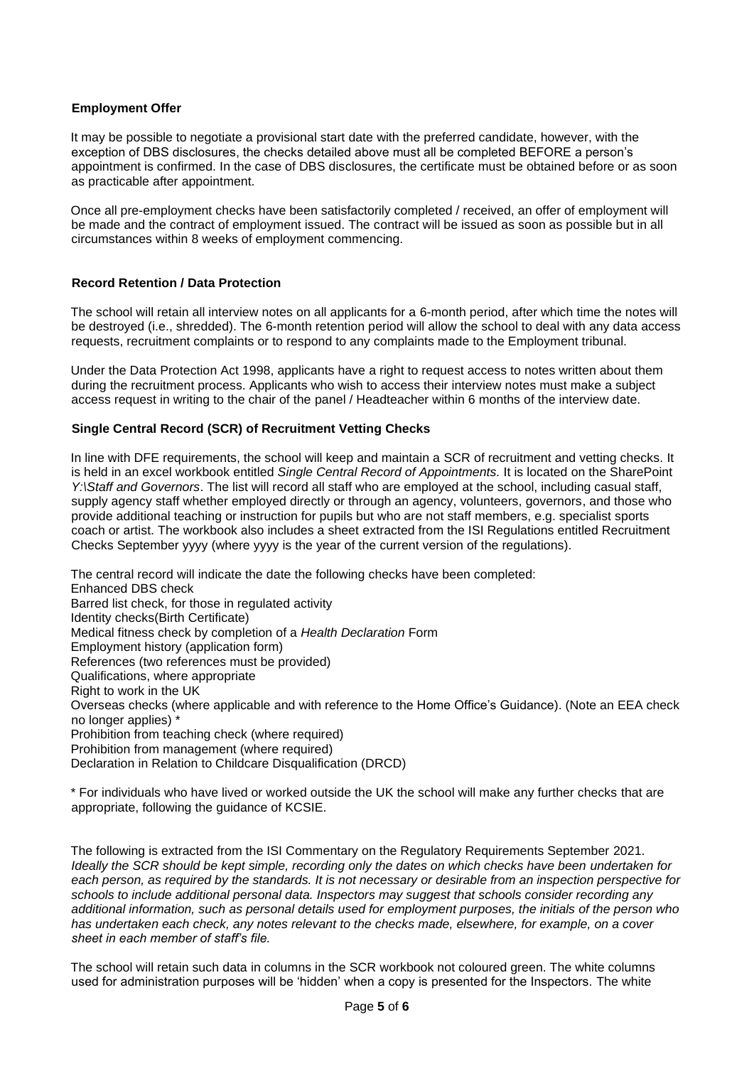### Employment Offer

It may be possible to negotiate a provisional start date with the preferred candidate, however, with the exception of DBS disclosures, the checks detailed above must all be completed BEFORE a person's appointment is confirmed. In the case of DBS disclosures, the certificate must be obtained before or as soon as practicable after appointment.

Once all pre-employment checks have been satisfactorily completed / received, an offer of employment will be made and the contract of employment issued. The contract will be issued as soon as possible but in all circumstances within 8 weeks of employment commencing.

### Record Retention / Data Protection

The school will retain all interview notes on all applicants for a 6-month period, after which time the notes will be destroyed (i.e., shredded). The 6-month retention period will allow the school to deal with any data access requests, recruitment complaints or to respond to any complaints made to the Employment tribunal.

Under the Data Protection Act 1998, applicants have a right to request access to notes written about them during the recruitment process. Applicants who wish to access their interview notes must make a subject access request in writing to the chair of the panel / Headteacher within 6 months of the interview date.

### Single Central Record (SCR) of Recruitment Vetting Checks

In line with DFE requirements, the school will keep and maintain a SCR of recruitment and vetting checks. It is held in an excel workbook entitled *Single Central Record of Appointments.* It is located on the SharePoint *Y:\Staff and Governors*. The list will record all staff who are employed at the school, including casual staff, supply agency staff whether employed directly or through an agency, volunteers, governors, and those who provide additional teaching or instruction for pupils but who are not staff members, e.g. specialist sports coach or artist. The workbook also includes a sheet extracted from the ISI Regulations entitled Recruitment Checks September yyyy (where yyyy is the year of the current version of the regulations).

The central record will indicate the date the following checks have been completed:
Enhanced DBS check
Barred list check, for those in regulated activity
Identity checks(Birth Certificate)
Medical fitness check by completion of a *Health Declaration* Form
Employment history (application form)
References (two references must be provided)
Qualifications, where appropriate
Right to work in the UK
Overseas checks (where applicable and with reference to the Home Office's Guidance). (Note an EEA check no longer applies) *
Prohibition from teaching check (where required)
Prohibition from management (where required)
Declaration in Relation to Childcare Disqualification (DRCD)

* For individuals who have lived or worked outside the UK the school will make any further checks that are appropriate, following the guidance of KCSIE.

The following is extracted from the ISI Commentary on the Regulatory Requirements September 2021. *Ideally the SCR should be kept simple, recording only the dates on which checks have been undertaken for each person, as required by the standards. It is not necessary or desirable from an inspection perspective for schools to include additional personal data. Inspectors may suggest that schools consider recording any additional information, such as personal details used for employment purposes, the initials of the person who has undertaken each check, any notes relevant to the checks made, elsewhere, for example, on a cover sheet in each member of staff's file.*

The school will retain such data in columns in the SCR workbook not coloured green. The white columns used for administration purposes will be 'hidden' when a copy is presented for the Inspectors. The white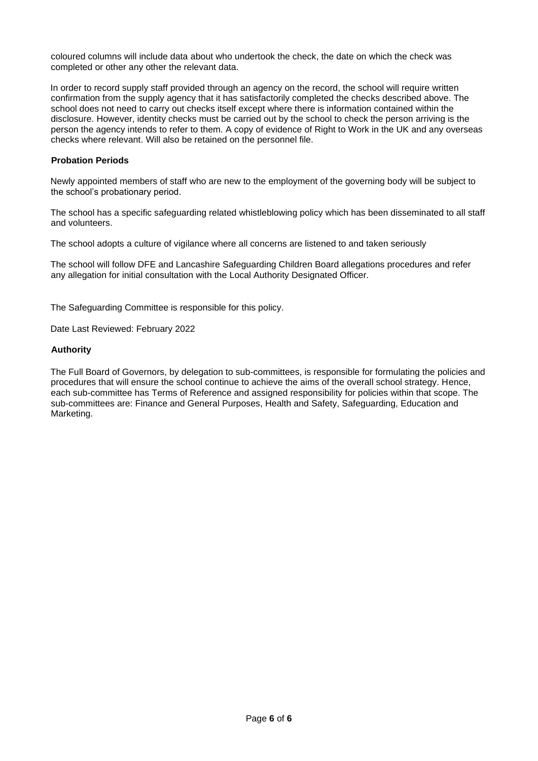coloured columns will include data about who undertook the check, the date on which the check was completed or other any other the relevant data.

In order to record supply staff provided through an agency on the record, the school will require written confirmation from the supply agency that it has satisfactorily completed the checks described above. The school does not need to carry out checks itself except where there is information contained within the disclosure. However, identity checks must be carried out by the school to check the person arriving is the person the agency intends to refer to them. A copy of evidence of Right to Work in the UK and any overseas checks where relevant. Will also be retained on the personnel file.

**Probation Periods**

Newly appointed members of staff who are new to the employment of the governing body will be subject to the school's probationary period.

The school has a specific safeguarding related whistleblowing policy which has been disseminated to all staff and volunteers.

The school adopts a culture of vigilance where all concerns are listened to and taken seriously

The school will follow DFE and Lancashire Safeguarding Children Board allegations procedures and refer any allegation for initial consultation with the Local Authority Designated Officer.

The Safeguarding Committee is responsible for this policy.

Date Last Reviewed: February 2022

**Authority**

The Full Board of Governors, by delegation to sub-committees, is responsible for formulating the policies and procedures that will ensure the school continue to achieve the aims of the overall school strategy. Hence, each sub-committee has Terms of Reference and assigned responsibility for policies within that scope. The sub-committees are: Finance and General Purposes, Health and Safety, Safeguarding, Education and Marketing.